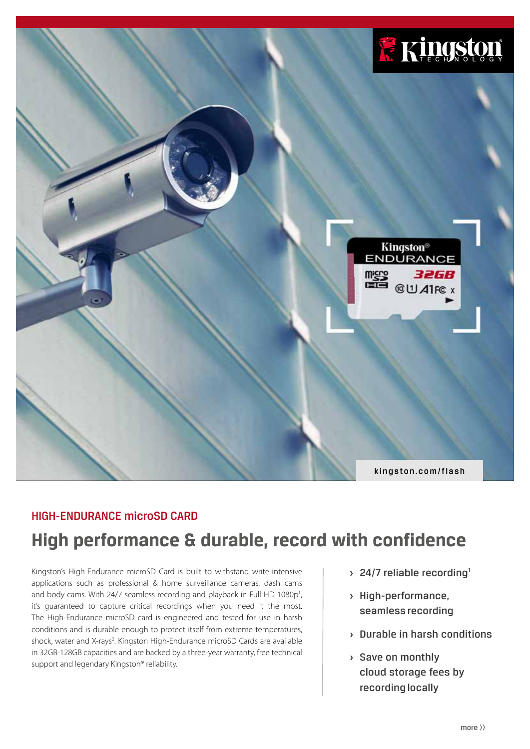kingston.com/flash

HIGH-ENDURANCE microSD CARD

# High performance & durable, record with confidence

Kingston's High-Endurance microSD Card is built to withstand write-intensive applications such as professional & home surveillance cameras, dash cams and body cams. With 24/7 seamless recording and playback in Full HD 1080p[1], it's guaranteed to capture critical recordings when you need it the most. The High-Endurance microSD card is engineered and tested for use in harsh conditions and is durable enough to protect itself from extreme temperatures, shock, water and X-rays[2]. Kingston High-Endurance microSD Cards are available in 32GB-128GB capacities and are backed by a three-year warranty, free technical support and legendary Kingston® reliability.

- 24/7 reliable recording[1]
- High-performance, seamless recording
- Durable in harsh conditions
- Save on monthly cloud storage fees by recording locally

more ››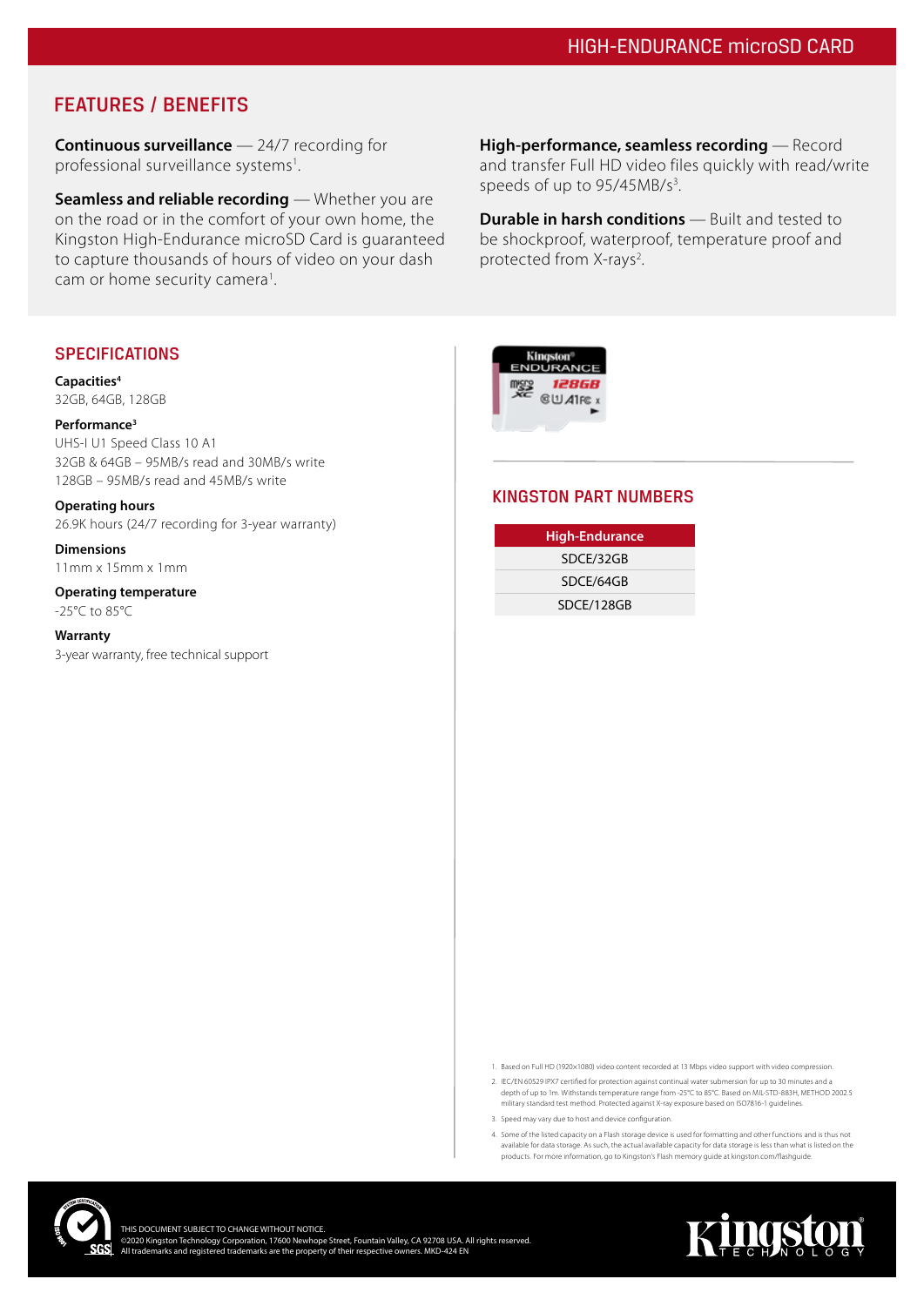## FEATURES / BENEFITS

**Continuous surveillance** — 24/7 recording for professional surveillance systems[1].

**Seamless and reliable recording** — Whether you are on the road or in the comfort of your own home, the Kingston High-Endurance microSD Card is guaranteed to capture thousands of hours of video on your dash cam or home security camera[1].

**High-performance, seamless recording** — Record and transfer Full HD video files quickly with read/write speeds of up to 95/45MB/s[3].

**Durable in harsh conditions** — Built and tested to be shockproof, waterproof, temperature proof and protected from X-rays[2].

## SPECIFICATIONS

**Capacities[4]**
32GB, 64GB, 128GB

**Performance[3]**
UHS-I U1 Speed Class 10 A1
32GB & 64GB – 95MB/s read and 30MB/s write
128GB – 95MB/s read and 45MB/s write

**Operating hours**
26.9K hours (24/7 recording for 3-year warranty)

**Dimensions**
11mm x 15mm x 1mm

**Operating temperature**
-25°C to 85°C

**Warranty**
3-year warranty, free technical support

## KINGSTON PART NUMBERS

| High-Endurance |
| --- |
| SDCE/32GB |
| SDCE/64GB |
| SDCE/128GB |

1. Based on Full HD (1920x1080) video content recorded at 13 Mbps video support with video compression.
2. IEC/EN 60529 IPX7 certified for protection against continual water submersion for up to 30 minutes and a depth of up to 1m. Withstands temperature range from -25°C to 85°C. Based on MIL-STD-883H, METHOD 2002.5 military standard test method. Protected against X-ray exposure based on ISO7816-1 guidelines.
3. Speed may vary due to host and device configuration.
4. Some of the listed capacity on a Flash storage device is used for formatting and other functions and is thus not available for data storage. As such, the actual available capacity for data storage is less than what is listed on the products. For more information, go to Kingston's Flash memory guide at kingston.com/flashguide.

THIS DOCUMENT SUBJECT TO CHANGE WITHOUT NOTICE.
©2020 Kingston Technology Corporation, 17600 Newhope Street, Fountain Valley, CA 92708 USA. All rights reserved.
All trademarks and registered trademarks are the property of their respective owners. MKD-424 EN